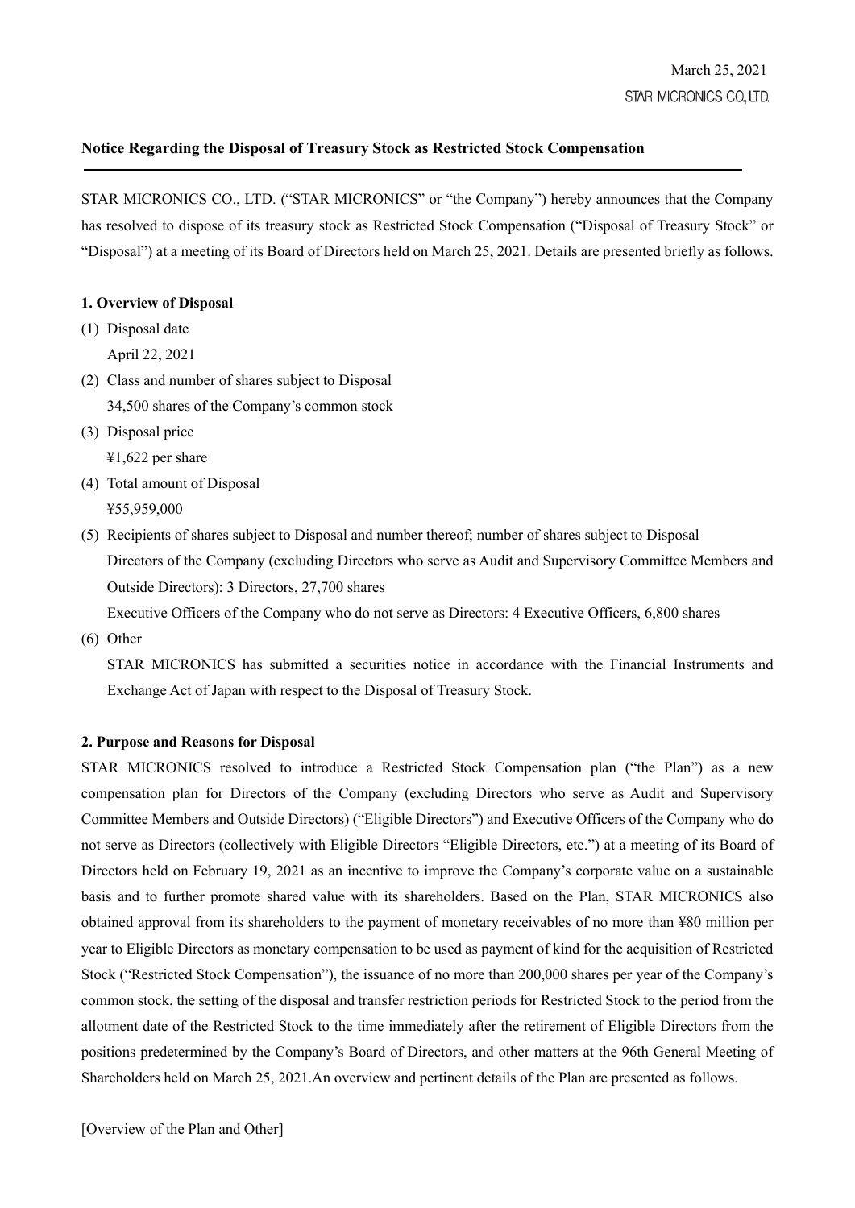March 25, 2021

STAR MICRONICS CO., LTD.

## Notice Regarding the Disposal of Treasury Stock as Restricted Stock Compensation

STAR MICRONICS CO., LTD. ("STAR MICRONICS" or "the Company") hereby announces that the Company has resolved to dispose of its treasury stock as Restricted Stock Compensation ("Disposal of Treasury Stock" or "Disposal") at a meeting of its Board of Directors held on March 25, 2021. Details are presented briefly as follows.

### 1. Overview of Disposal

(1) Disposal date
   April 22, 2021

(2) Class and number of shares subject to Disposal
   34,500 shares of the Company's common stock

(3) Disposal price
   ¥1,622 per share

(4) Total amount of Disposal
   ¥55,959,000

(5) Recipients of shares subject to Disposal and number thereof; number of shares subject to Disposal
   Directors of the Company (excluding Directors who serve as Audit and Supervisory Committee Members and Outside Directors): 3 Directors, 27,700 shares
   Executive Officers of the Company who do not serve as Directors: 4 Executive Officers, 6,800 shares

(6) Other
   STAR MICRONICS has submitted a securities notice in accordance with the Financial Instruments and Exchange Act of Japan with respect to the Disposal of Treasury Stock.

### 2. Purpose and Reasons for Disposal

STAR MICRONICS resolved to introduce a Restricted Stock Compensation plan ("the Plan") as a new compensation plan for Directors of the Company (excluding Directors who serve as Audit and Supervisory Committee Members and Outside Directors) ("Eligible Directors") and Executive Officers of the Company who do not serve as Directors (collectively with Eligible Directors "Eligible Directors, etc.") at a meeting of its Board of Directors held on February 19, 2021 as an incentive to improve the Company's corporate value on a sustainable basis and to further promote shared value with its shareholders. Based on the Plan, STAR MICRONICS also obtained approval from its shareholders to the payment of monetary receivables of no more than ¥80 million per year to Eligible Directors as monetary compensation to be used as payment of kind for the acquisition of Restricted Stock ("Restricted Stock Compensation"), the issuance of no more than 200,000 shares per year of the Company's common stock, the setting of the disposal and transfer restriction periods for Restricted Stock to the period from the allotment date of the Restricted Stock to the time immediately after the retirement of Eligible Directors from the positions predetermined by the Company's Board of Directors, and other matters at the 96th General Meeting of Shareholders held on March 25, 2021.An overview and pertinent details of the Plan are presented as follows.

[Overview of the Plan and Other]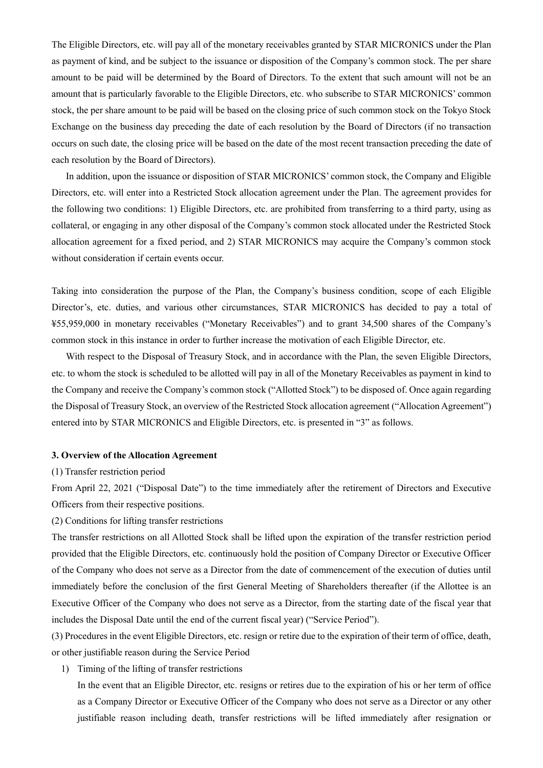The Eligible Directors, etc. will pay all of the monetary receivables granted by STAR MICRONICS under the Plan as payment of kind, and be subject to the issuance or disposition of the Company's common stock. The per share amount to be paid will be determined by the Board of Directors. To the extent that such amount will not be an amount that is particularly favorable to the Eligible Directors, etc. who subscribe to STAR MICRONICS' common stock, the per share amount to be paid will be based on the closing price of such common stock on the Tokyo Stock Exchange on the business day preceding the date of each resolution by the Board of Directors (if no transaction occurs on such date, the closing price will be based on the date of the most recent transaction preceding the date of each resolution by the Board of Directors).

In addition, upon the issuance or disposition of STAR MICRONICS' common stock, the Company and Eligible Directors, etc. will enter into a Restricted Stock allocation agreement under the Plan. The agreement provides for the following two conditions: 1) Eligible Directors, etc. are prohibited from transferring to a third party, using as collateral, or engaging in any other disposal of the Company's common stock allocated under the Restricted Stock allocation agreement for a fixed period, and 2) STAR MICRONICS may acquire the Company's common stock without consideration if certain events occur.

Taking into consideration the purpose of the Plan, the Company's business condition, scope of each Eligible Director's, etc. duties, and various other circumstances, STAR MICRONICS has decided to pay a total of ¥55,959,000 in monetary receivables ("Monetary Receivables") and to grant 34,500 shares of the Company's common stock in this instance in order to further increase the motivation of each Eligible Director, etc.

With respect to the Disposal of Treasury Stock, and in accordance with the Plan, the seven Eligible Directors, etc. to whom the stock is scheduled to be allotted will pay in all of the Monetary Receivables as payment in kind to the Company and receive the Company's common stock ("Allotted Stock") to be disposed of. Once again regarding the Disposal of Treasury Stock, an overview of the Restricted Stock allocation agreement ("Allocation Agreement") entered into by STAR MICRONICS and Eligible Directors, etc. is presented in "3" as follows.

### 3. Overview of the Allocation Agreement

(1) Transfer restriction period

From April 22, 2021 ("Disposal Date") to the time immediately after the retirement of Directors and Executive Officers from their respective positions.

(2) Conditions for lifting transfer restrictions

The transfer restrictions on all Allotted Stock shall be lifted upon the expiration of the transfer restriction period provided that the Eligible Directors, etc. continuously hold the position of Company Director or Executive Officer of the Company who does not serve as a Director from the date of commencement of the execution of duties until immediately before the conclusion of the first General Meeting of Shareholders thereafter (if the Allottee is an Executive Officer of the Company who does not serve as a Director, from the starting date of the fiscal year that includes the Disposal Date until the end of the current fiscal year) ("Service Period").

(3) Procedures in the event Eligible Directors, etc. resign or retire due to the expiration of their term of office, death, or other justifiable reason during the Service Period

1) Timing of the lifting of transfer restrictions

   In the event that an Eligible Director, etc. resigns or retires due to the expiration of his or her term of office as a Company Director or Executive Officer of the Company who does not serve as a Director or any other justifiable reason including death, transfer restrictions will be lifted immediately after resignation or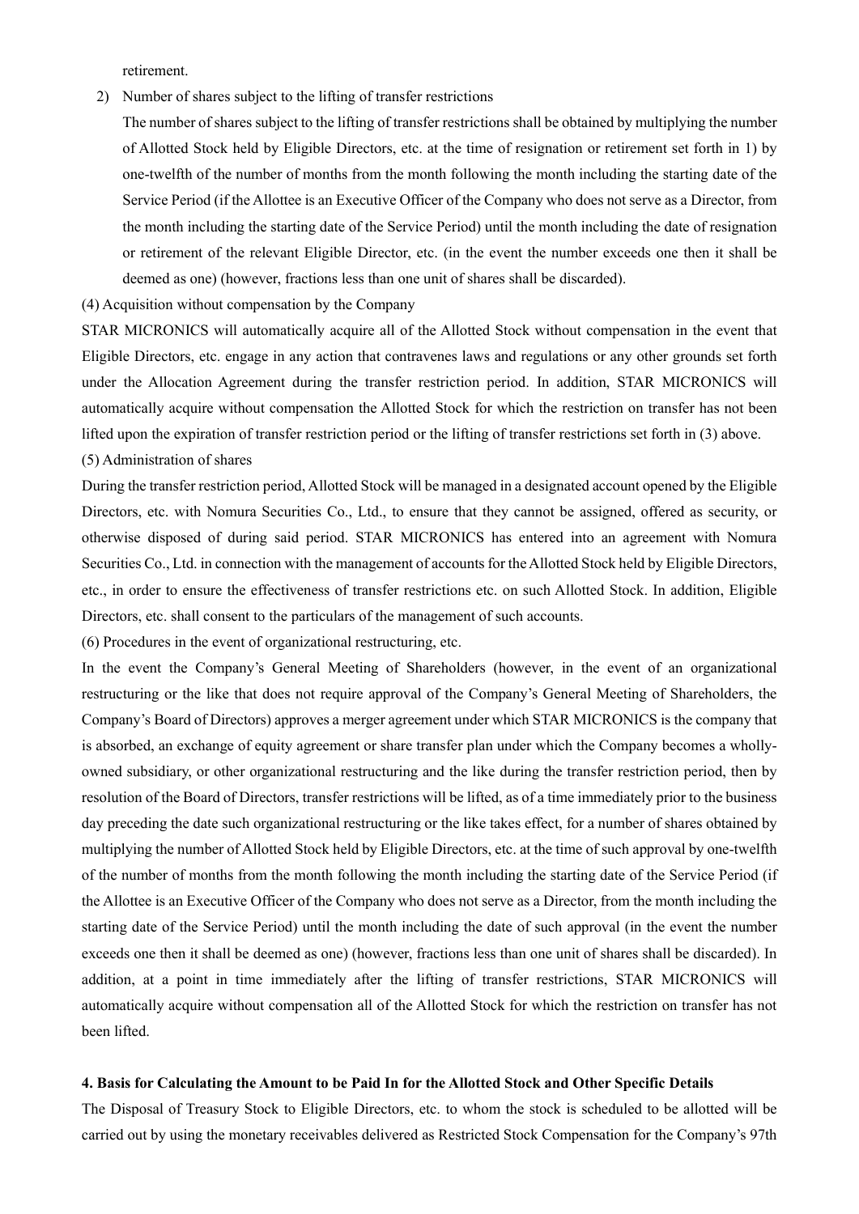retirement.

2) Number of shares subject to the lifting of transfer restrictions

   The number of shares subject to the lifting of transfer restrictions shall be obtained by multiplying the number of Allotted Stock held by Eligible Directors, etc. at the time of resignation or retirement set forth in 1) by one-twelfth of the number of months from the month following the month including the starting date of the Service Period (if the Allottee is an Executive Officer of the Company who does not serve as a Director, from the month including the starting date of the Service Period) until the month including the date of resignation or retirement of the relevant Eligible Director, etc. (in the event the number exceeds one then it shall be deemed as one) (however, fractions less than one unit of shares shall be discarded).

(4) Acquisition without compensation by the Company

STAR MICRONICS will automatically acquire all of the Allotted Stock without compensation in the event that Eligible Directors, etc. engage in any action that contravenes laws and regulations or any other grounds set forth under the Allocation Agreement during the transfer restriction period. In addition, STAR MICRONICS will automatically acquire without compensation the Allotted Stock for which the restriction on transfer has not been lifted upon the expiration of transfer restriction period or the lifting of transfer restrictions set forth in (3) above.

(5) Administration of shares

During the transfer restriction period, Allotted Stock will be managed in a designated account opened by the Eligible Directors, etc. with Nomura Securities Co., Ltd., to ensure that they cannot be assigned, offered as security, or otherwise disposed of during said period. STAR MICRONICS has entered into an agreement with Nomura Securities Co., Ltd. in connection with the management of accounts for the Allotted Stock held by Eligible Directors, etc., in order to ensure the effectiveness of transfer restrictions etc. on such Allotted Stock. In addition, Eligible Directors, etc. shall consent to the particulars of the management of such accounts.

(6) Procedures in the event of organizational restructuring, etc.

In the event the Company's General Meeting of Shareholders (however, in the event of an organizational restructuring or the like that does not require approval of the Company's General Meeting of Shareholders, the Company's Board of Directors) approves a merger agreement under which STAR MICRONICS is the company that is absorbed, an exchange of equity agreement or share transfer plan under which the Company becomes a wholly-owned subsidiary, or other organizational restructuring and the like during the transfer restriction period, then by resolution of the Board of Directors, transfer restrictions will be lifted, as of a time immediately prior to the business day preceding the date such organizational restructuring or the like takes effect, for a number of shares obtained by multiplying the number of Allotted Stock held by Eligible Directors, etc. at the time of such approval by one-twelfth of the number of months from the month following the month including the starting date of the Service Period (if the Allottee is an Executive Officer of the Company who does not serve as a Director, from the month including the starting date of the Service Period) until the month including the date of such approval (in the event the number exceeds one then it shall be deemed as one) (however, fractions less than one unit of shares shall be discarded). In addition, at a point in time immediately after the lifting of transfer restrictions, STAR MICRONICS will automatically acquire without compensation all of the Allotted Stock for which the restriction on transfer has not been lifted.

### 4. Basis for Calculating the Amount to be Paid In for the Allotted Stock and Other Specific Details

The Disposal of Treasury Stock to Eligible Directors, etc. to whom the stock is scheduled to be allotted will be carried out by using the monetary receivables delivered as Restricted Stock Compensation for the Company's 97th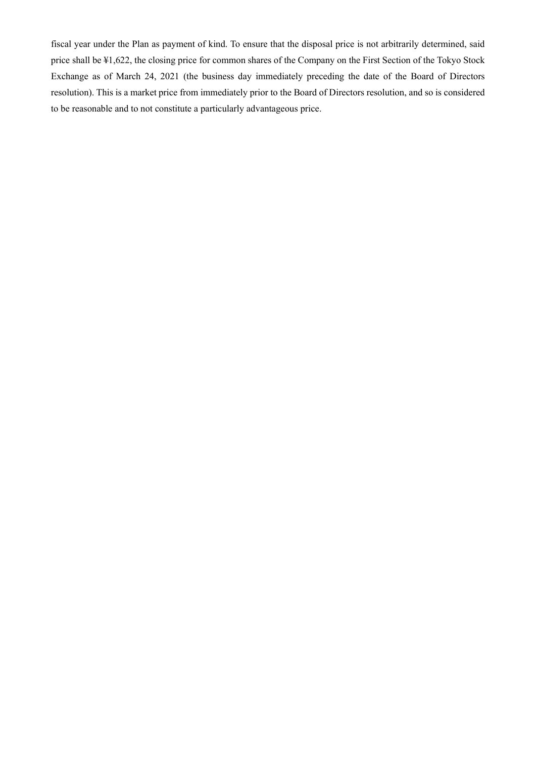fiscal year under the Plan as payment of kind. To ensure that the disposal price is not arbitrarily determined, said price shall be ¥1,622, the closing price for common shares of the Company on the First Section of the Tokyo Stock Exchange as of March 24, 2021 (the business day immediately preceding the date of the Board of Directors resolution). This is a market price from immediately prior to the Board of Directors resolution, and so is considered to be reasonable and to not constitute a particularly advantageous price.